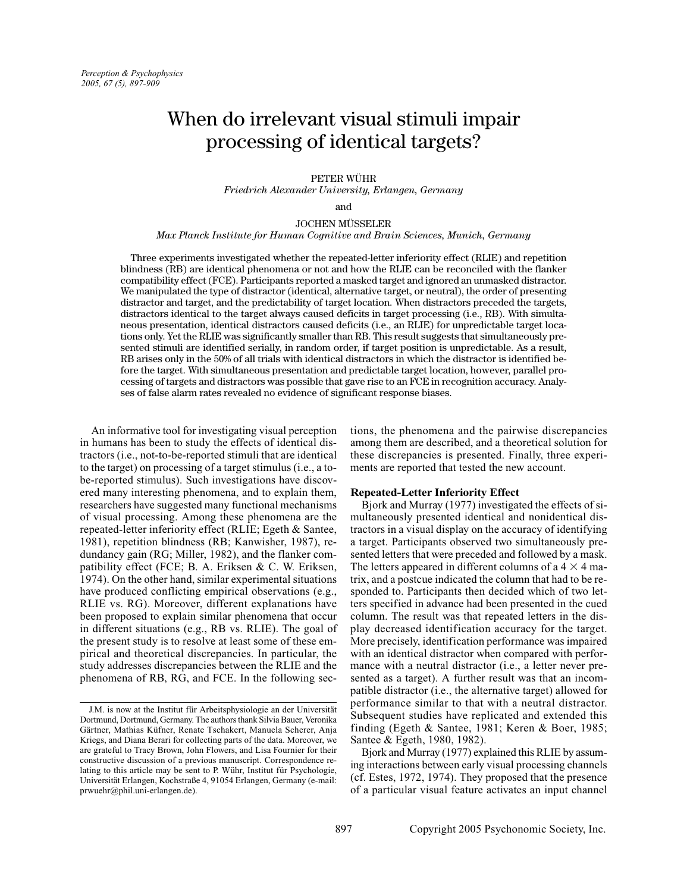# When do irrelevant visual stimuli impair processing of identical targets?

PETER WÜHR
*Friedrich Alexander University, Erlangen, Germany*

and

JOCHEN MÜSSELER
*Max Planck Institute for Human Cognitive and Brain Sciences, Munich, Germany*

Three experiments investigated whether the repeated-letter inferiority effect (RLIE) and repetition blindness (RB) are identical phenomena or not and how the RLIE can be reconciled with the flanker compatibility effect (FCE). Participants reported a masked target and ignored an unmasked distractor. We manipulated the type of distractor (identical, alternative target, or neutral), the order of presenting distractor and target, and the predictability of target location. When distractors preceded the targets, distractors identical to the target always caused deficits in target processing (i.e., RB). With simultaneous presentation, identical distractors caused deficits (i.e., an RLIE) for unpredictable target locations only. Yet the RLIE was significantly smaller than RB. This result suggests that simultaneously presented stimuli are identified serially, in random order, if target position is unpredictable. As a result, RB arises only in the 50% of all trials with identical distractors in which the distractor is identified before the target. With simultaneous presentation and predictable target location, however, parallel processing of targets and distractors was possible that gave rise to an FCE in recognition accuracy. Analyses of false alarm rates revealed no evidence of significant response biases.

An informative tool for investigating visual perception in humans has been to study the effects of identical distractors (i.e., not-to-be-reported stimuli that are identical to the target) on processing of a target stimulus (i.e., a to-be-reported stimulus). Such investigations have discovered many interesting phenomena, and to explain them, researchers have suggested many functional mechanisms of visual processing. Among these phenomena are the repeated-letter inferiority effect (RLIE; Egeth & Santee, 1981), repetition blindness (RB; Kanwisher, 1987), redundancy gain (RG; Miller, 1982), and the flanker compatibility effect (FCE; B. A. Eriksen & C. W. Eriksen, 1974). On the other hand, similar experimental situations have produced conflicting empirical observations (e.g., RLIE vs. RG). Moreover, different explanations have been proposed to explain similar phenomena that occur in different situations (e.g., RB vs. RLIE). The goal of the present study is to resolve at least some of these empirical and theoretical discrepancies. In particular, the study addresses discrepancies between the RLIE and the phenomena of RB, RG, and FCE. In the following sections, the phenomena and the pairwise discrepancies among them are described, and a theoretical solution for these discrepancies is presented. Finally, three experiments are reported that tested the new account.

J.M. is now at the Institut für Arbeitsphysiologie an der Universität Dortmund, Dortmund, Germany. The authors thank Silvia Bauer, Veronika Gärtner, Mathias Küfner, Renate Tschakert, Manuela Scherer, Anja Kriegs, and Diana Berari for collecting parts of the data. Moreover, we are grateful to Tracy Brown, John Flowers, and Lisa Fournier for their constructive discussion of a previous manuscript. Correspondence relating to this article may be sent to P. Wühr, Institut für Psychologie, Universität Erlangen, Kochstraße 4, 91054 Erlangen, Germany (e-mail: prwuehr@phil.uni-erlangen.de).

### Repeated-Letter Inferiority Effect

Bjork and Murray (1977) investigated the effects of simultaneously presented identical and nonidentical distractors in a visual display on the accuracy of identifying a target. Participants observed two simultaneously presented letters that were preceded and followed by a mask. The letters appeared in different columns of a 4 × 4 matrix, and a postcue indicated the column that had to be responded to. Participants then decided which of two letters specified in advance had been presented in the cued column. The result was that repeated letters in the display decreased identification accuracy for the target. More precisely, identification performance was impaired with an identical distractor when compared with performance with a neutral distractor (i.e., a letter never presented as a target). A further result was that an incompatible distractor (i.e., the alternative target) allowed for performance similar to that with a neutral distractor. Subsequent studies have replicated and extended this finding (Egeth & Santee, 1981; Keren & Boer, 1985; Santee & Egeth, 1980, 1982).

Bjork and Murray (1977) explained this RLIE by assuming interactions between early visual processing channels (cf. Estes, 1972, 1974). They proposed that the presence of a particular visual feature activates an input channel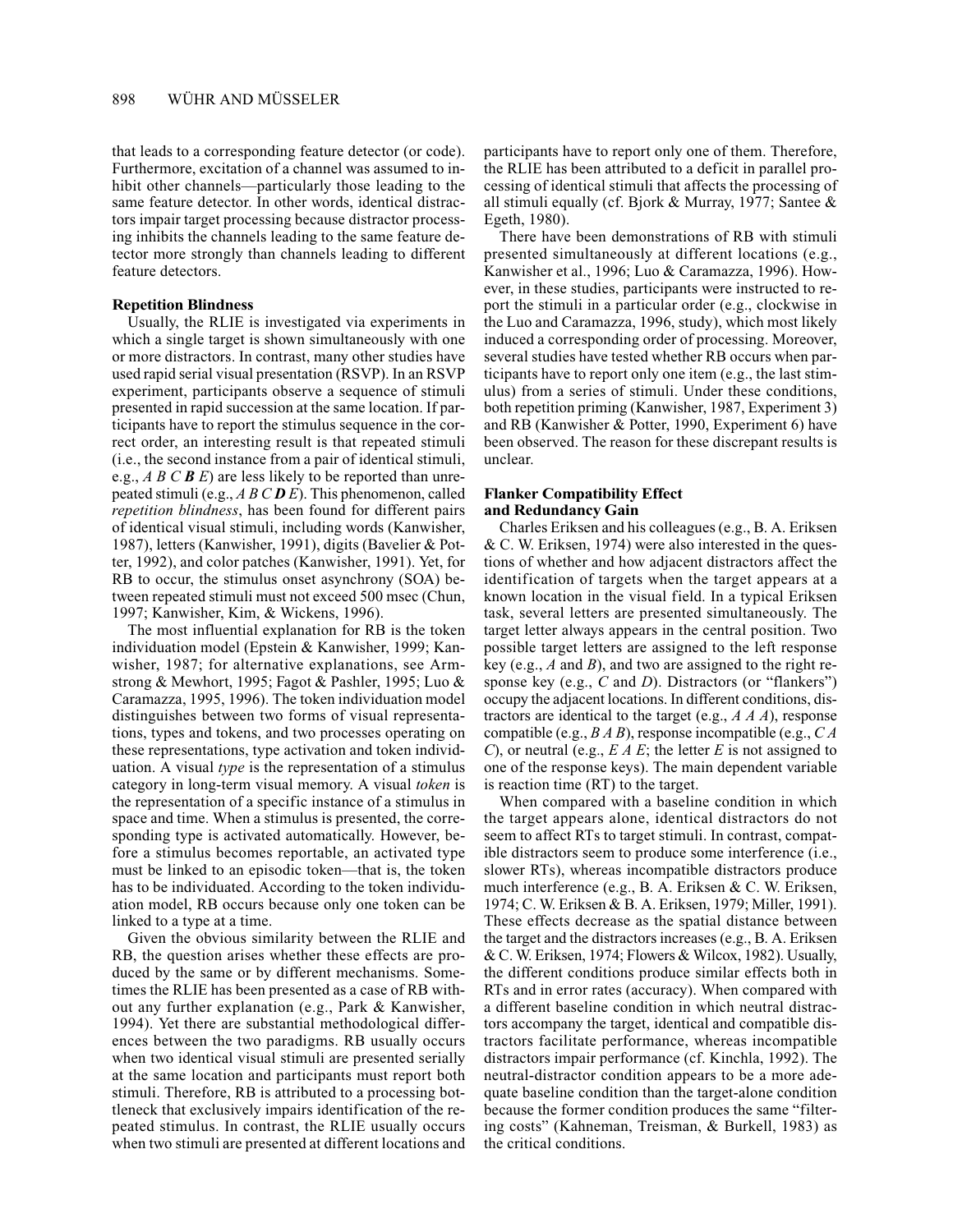that leads to a corresponding feature detector (or code). Furthermore, excitation of a channel was assumed to inhibit other channels—particularly those leading to the same feature detector. In other words, identical distractors impair target processing because distractor processing inhibits the channels leading to the same feature detector more strongly than channels leading to different feature detectors.

### Repetition Blindness

Usually, the RLIE is investigated via experiments in which a single target is shown simultaneously with one or more distractors. In contrast, many other studies have used rapid serial visual presentation (RSVP). In an RSVP experiment, participants observe a sequence of stimuli presented in rapid succession at the same location. If participants have to report the stimulus sequence in the correct order, an interesting result is that repeated stimuli (i.e., the second instance from a pair of identical stimuli, e.g., *A B C **B** E*) are less likely to be reported than unrepeated stimuli (e.g., *A B C **D** E*). This phenomenon, called *repetition blindness*, has been found for different pairs of identical visual stimuli, including words (Kanwisher, 1987), letters (Kanwisher, 1991), digits (Bavelier & Potter, 1992), and color patches (Kanwisher, 1991). Yet, for RB to occur, the stimulus onset asynchrony (SOA) between repeated stimuli must not exceed 500 msec (Chun, 1997; Kanwisher, Kim, & Wickens, 1996).

The most influential explanation for RB is the token individuation model (Epstein & Kanwisher, 1999; Kanwisher, 1987; for alternative explanations, see Armstrong & Mewhort, 1995; Fagot & Pashler, 1995; Luo & Caramazza, 1995, 1996). The token individuation model distinguishes between two forms of visual representations, types and tokens, and two processes operating on these representations, type activation and token individuation. A visual *type* is the representation of a stimulus category in long-term visual memory. A visual *token* is the representation of a specific instance of a stimulus in space and time. When a stimulus is presented, the corresponding type is activated automatically. However, before a stimulus becomes reportable, an activated type must be linked to an episodic token—that is, the token has to be individuated. According to the token individuation model, RB occurs because only one token can be linked to a type at a time.

Given the obvious similarity between the RLIE and RB, the question arises whether these effects are produced by the same or by different mechanisms. Sometimes the RLIE has been presented as a case of RB without any further explanation (e.g., Park & Kanwisher, 1994). Yet there are substantial methodological differences between the two paradigms. RB usually occurs when two identical visual stimuli are presented serially at the same location and participants must report both stimuli. Therefore, RB is attributed to a processing bottleneck that exclusively impairs identification of the repeated stimulus. In contrast, the RLIE usually occurs when two stimuli are presented at different locations and participants have to report only one of them. Therefore, the RLIE has been attributed to a deficit in parallel processing of identical stimuli that affects the processing of all stimuli equally (cf. Bjork & Murray, 1977; Santee & Egeth, 1980).

There have been demonstrations of RB with stimuli presented simultaneously at different locations (e.g., Kanwisher et al., 1996; Luo & Caramazza, 1996). However, in these studies, participants were instructed to report the stimuli in a particular order (e.g., clockwise in the Luo and Caramazza, 1996, study), which most likely induced a corresponding order of processing. Moreover, several studies have tested whether RB occurs when participants have to report only one item (e.g., the last stimulus) from a series of stimuli. Under these conditions, both repetition priming (Kanwisher, 1987, Experiment 3) and RB (Kanwisher & Potter, 1990, Experiment 6) have been observed. The reason for these discrepant results is unclear.

### Flanker Compatibility Effect and Redundancy Gain

Charles Eriksen and his colleagues (e.g., B. A. Eriksen & C. W. Eriksen, 1974) were also interested in the questions of whether and how adjacent distractors affect the identification of targets when the target appears at a known location in the visual field. In a typical Eriksen task, several letters are presented simultaneously. The target letter always appears in the central position. Two possible target letters are assigned to the left response key (e.g., *A* and *B*), and two are assigned to the right response key (e.g., *C* and *D*). Distractors (or "flankers") occupy the adjacent locations. In different conditions, distractors are identical to the target (e.g., *A A A*), response compatible (e.g., *B A B*), response incompatible (e.g., *C A C*), or neutral (e.g., *E A E*; the letter *E* is not assigned to one of the response keys). The main dependent variable is reaction time (RT) to the target.

When compared with a baseline condition in which the target appears alone, identical distractors do not seem to affect RTs to target stimuli. In contrast, compatible distractors seem to produce some interference (i.e., slower RTs), whereas incompatible distractors produce much interference (e.g., B. A. Eriksen & C. W. Eriksen, 1974; C. W. Eriksen & B. A. Eriksen, 1979; Miller, 1991). These effects decrease as the spatial distance between the target and the distractors increases (e.g., B. A. Eriksen & C. W. Eriksen, 1974; Flowers & Wilcox, 1982). Usually, the different conditions produce similar effects both in RTs and in error rates (accuracy). When compared with a different baseline condition in which neutral distractors accompany the target, identical and compatible distractors facilitate performance, whereas incompatible distractors impair performance (cf. Kinchla, 1992). The neutral-distractor condition appears to be a more adequate baseline condition than the target-alone condition because the former condition produces the same "filtering costs" (Kahneman, Treisman, & Burkell, 1983) as the critical conditions.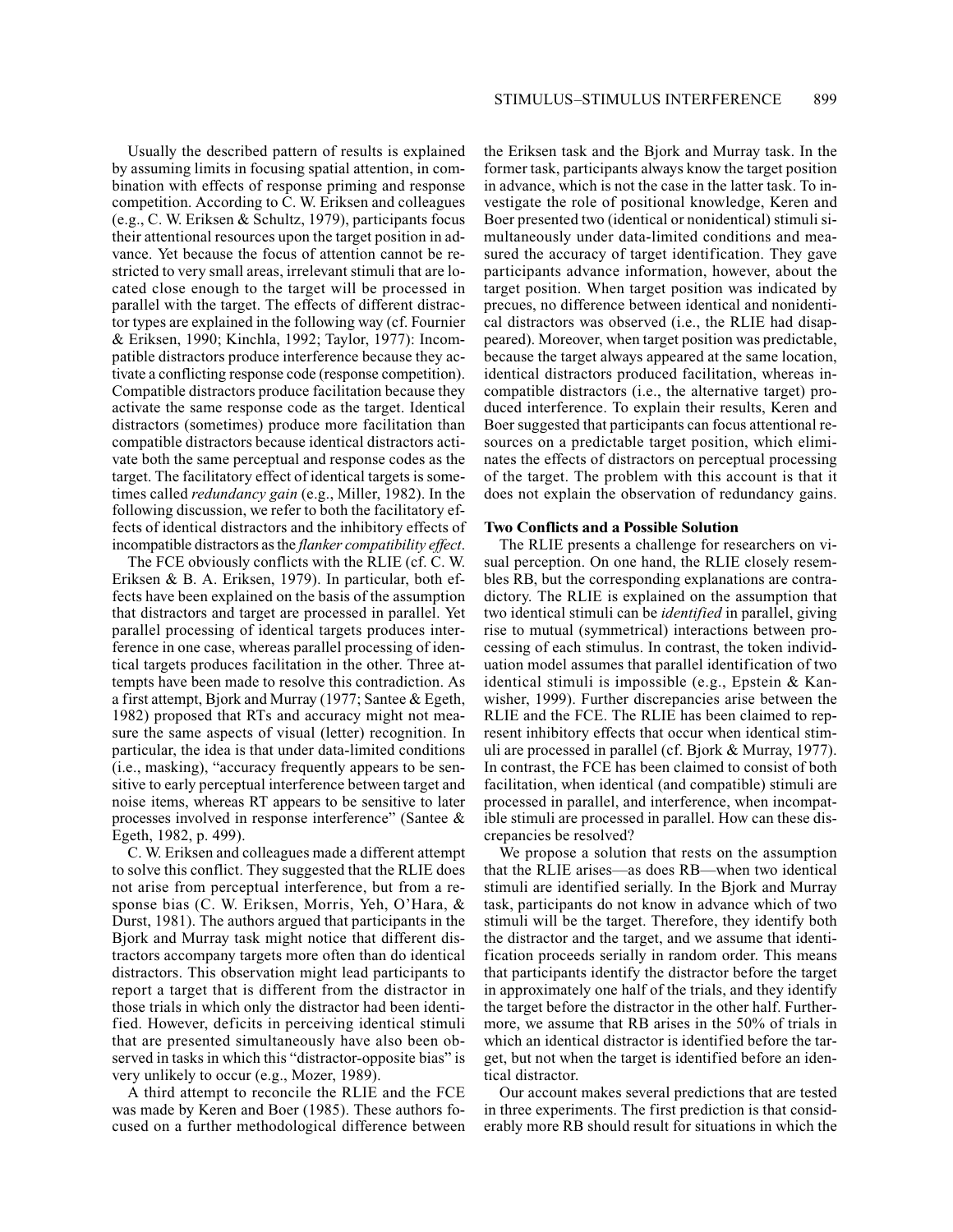Usually the described pattern of results is explained by assuming limits in focusing spatial attention, in combination with effects of response priming and response competition. According to C. W. Eriksen and colleagues (e.g., C. W. Eriksen & Schultz, 1979), participants focus their attentional resources upon the target position in advance. Yet because the focus of attention cannot be restricted to very small areas, irrelevant stimuli that are located close enough to the target will be processed in parallel with the target. The effects of different distractor types are explained in the following way (cf. Fournier & Eriksen, 1990; Kinchla, 1992; Taylor, 1977): Incompatible distractors produce interference because they activate a conflicting response code (response competition). Compatible distractors produce facilitation because they activate the same response code as the target. Identical distractors (sometimes) produce more facilitation than compatible distractors because identical distractors activate both the same perceptual and response codes as the target. The facilitatory effect of identical targets is sometimes called *redundancy gain* (e.g., Miller, 1982). In the following discussion, we refer to both the facilitatory effects of identical distractors and the inhibitory effects of incompatible distractors as the *flanker compatibility effect*.

The FCE obviously conflicts with the RLIE (cf. C. W. Eriksen & B. A. Eriksen, 1979). In particular, both effects have been explained on the basis of the assumption that distractors and target are processed in parallel. Yet parallel processing of identical targets produces interference in one case, whereas parallel processing of identical targets produces facilitation in the other. Three attempts have been made to resolve this contradiction. As a first attempt, Bjork and Murray (1977; Santee & Egeth, 1982) proposed that RTs and accuracy might not measure the same aspects of visual (letter) recognition. In particular, the idea is that under data-limited conditions (i.e., masking), "accuracy frequently appears to be sensitive to early perceptual interference between target and noise items, whereas RT appears to be sensitive to later processes involved in response interference" (Santee & Egeth, 1982, p. 499).

C. W. Eriksen and colleagues made a different attempt to solve this conflict. They suggested that the RLIE does not arise from perceptual interference, but from a response bias (C. W. Eriksen, Morris, Yeh, O'Hara, & Durst, 1981). The authors argued that participants in the Bjork and Murray task might notice that different distractors accompany targets more often than do identical distractors. This observation might lead participants to report a target that is different from the distractor in those trials in which only the distractor had been identified. However, deficits in perceiving identical stimuli that are presented simultaneously have also been observed in tasks in which this "distractor-opposite bias" is very unlikely to occur (e.g., Mozer, 1989).

A third attempt to reconcile the RLIE and the FCE was made by Keren and Boer (1985). These authors focused on a further methodological difference between the Eriksen task and the Bjork and Murray task. In the former task, participants always know the target position in advance, which is not the case in the latter task. To investigate the role of positional knowledge, Keren and Boer presented two (identical or nonidentical) stimuli simultaneously under data-limited conditions and measured the accuracy of target identification. They gave participants advance information, however, about the target position. When target position was indicated by precues, no difference between identical and nonidentical distractors was observed (i.e., the RLIE had disappeared). Moreover, when target position was predictable, because the target always appeared at the same location, identical distractors produced facilitation, whereas incompatible distractors (i.e., the alternative target) produced interference. To explain their results, Keren and Boer suggested that participants can focus attentional resources on a predictable target position, which eliminates the effects of distractors on perceptual processing of the target. The problem with this account is that it does not explain the observation of redundancy gains.

### Two Conflicts and a Possible Solution

The RLIE presents a challenge for researchers on visual perception. On one hand, the RLIE closely resembles RB, but the corresponding explanations are contradictory. The RLIE is explained on the assumption that two identical stimuli can be *identified* in parallel, giving rise to mutual (symmetrical) interactions between processing of each stimulus. In contrast, the token individuation model assumes that parallel identification of two identical stimuli is impossible (e.g., Epstein & Kanwisher, 1999). Further discrepancies arise between the RLIE and the FCE. The RLIE has been claimed to represent inhibitory effects that occur when identical stimuli are processed in parallel (cf. Bjork & Murray, 1977). In contrast, the FCE has been claimed to consist of both facilitation, when identical (and compatible) stimuli are processed in parallel, and interference, when incompatible stimuli are processed in parallel. How can these discrepancies be resolved?

We propose a solution that rests on the assumption that the RLIE arises—as does RB—when two identical stimuli are identified serially. In the Bjork and Murray task, participants do not know in advance which of two stimuli will be the target. Therefore, they identify both the distractor and the target, and we assume that identification proceeds serially in random order. This means that participants identify the distractor before the target in approximately one half of the trials, and they identify the target before the distractor in the other half. Furthermore, we assume that RB arises in the 50% of trials in which an identical distractor is identified before the target, but not when the target is identified before an identical distractor.

Our account makes several predictions that are tested in three experiments. The first prediction is that considerably more RB should result for situations in which the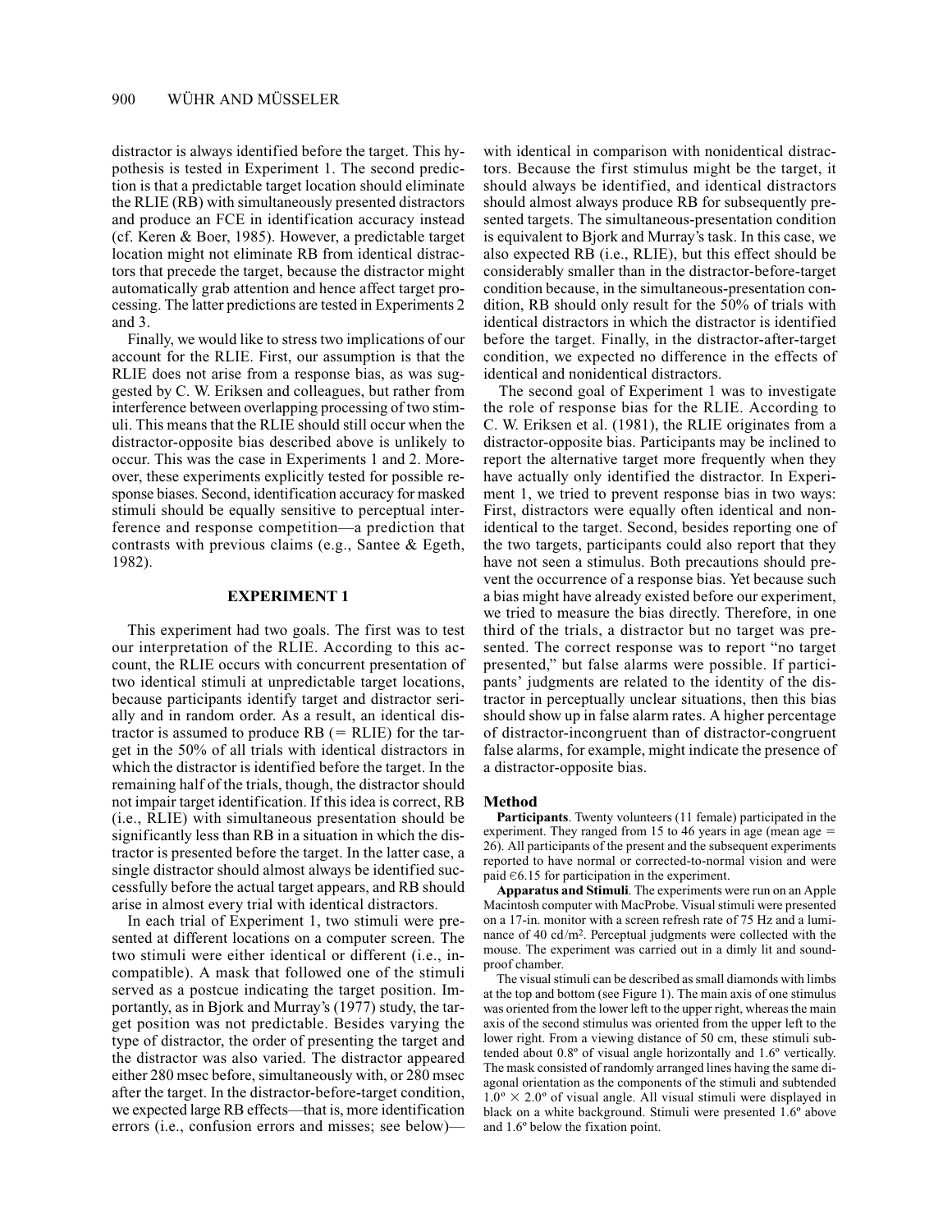distractor is always identified before the target. This hypothesis is tested in Experiment 1. The second prediction is that a predictable target location should eliminate the RLIE (RB) with simultaneously presented distractors and produce an FCE in identification accuracy instead (cf. Keren & Boer, 1985). However, a predictable target location might not eliminate RB from identical distractors that precede the target, because the distractor might automatically grab attention and hence affect target processing. The latter predictions are tested in Experiments 2 and 3.

Finally, we would like to stress two implications of our account for the RLIE. First, our assumption is that the RLIE does not arise from a response bias, as was suggested by C. W. Eriksen and colleagues, but rather from interference between overlapping processing of two stimuli. This means that the RLIE should still occur when the distractor-opposite bias described above is unlikely to occur. This was the case in Experiments 1 and 2. Moreover, these experiments explicitly tested for possible response biases. Second, identification accuracy for masked stimuli should be equally sensitive to perceptual interference and response competition—a prediction that contrasts with previous claims (e.g., Santee & Egeth, 1982).

## EXPERIMENT 1

This experiment had two goals. The first was to test our interpretation of the RLIE. According to this account, the RLIE occurs with concurrent presentation of two identical stimuli at unpredictable target locations, because participants identify target and distractor serially and in random order. As a result, an identical distractor is assumed to produce RB (= RLIE) for the target in the 50% of all trials with identical distractors in which the distractor is identified before the target. In the remaining half of the trials, though, the distractor should not impair target identification. If this idea is correct, RB (i.e., RLIE) with simultaneous presentation should be significantly less than RB in a situation in which the distractor is presented before the target. In the latter case, a single distractor should almost always be identified successfully before the actual target appears, and RB should arise in almost every trial with identical distractors.

In each trial of Experiment 1, two stimuli were presented at different locations on a computer screen. The two stimuli were either identical or different (i.e., incompatible). A mask that followed one of the stimuli served as a postcue indicating the target position. Importantly, as in Bjork and Murray's (1977) study, the target position was not predictable. Besides varying the type of distractor, the order of presenting the target and the distractor was also varied. The distractor appeared either 280 msec before, simultaneously with, or 280 msec after the target. In the distractor-before-target condition, we expected large RB effects—that is, more identification errors (i.e., confusion errors and misses; see below)—with identical in comparison with nonidentical distractors. Because the first stimulus might be the target, it should always be identified, and identical distractors should almost always produce RB for subsequently presented targets. The simultaneous-presentation condition is equivalent to Bjork and Murray's task. In this case, we also expected RB (i.e., RLIE), but this effect should be considerably smaller than in the distractor-before-target condition because, in the simultaneous-presentation condition, RB should only result for the 50% of trials with identical distractors in which the distractor is identified before the target. Finally, in the distractor-after-target condition, we expected no difference in the effects of identical and nonidentical distractors.

The second goal of Experiment 1 was to investigate the role of response bias for the RLIE. According to C. W. Eriksen et al. (1981), the RLIE originates from a distractor-opposite bias. Participants may be inclined to report the alternative target more frequently when they have actually only identified the distractor. In Experiment 1, we tried to prevent response bias in two ways: First, distractors were equally often identical and nonidentical to the target. Second, besides reporting one of the two targets, participants could also report that they have not seen a stimulus. Both precautions should prevent the occurrence of a response bias. Yet because such a bias might have already existed before our experiment, we tried to measure the bias directly. Therefore, in one third of the trials, a distractor but no target was presented. The correct response was to report "no target presented," but false alarms were possible. If participants' judgments are related to the identity of the distractor in perceptually unclear situations, then this bias should show up in false alarm rates. A higher percentage of distractor-incongruent than of distractor-congruent false alarms, for example, might indicate the presence of a distractor-opposite bias.

### Method

**Participants**. Twenty volunteers (11 female) participated in the experiment. They ranged from 15 to 46 years in age (mean age = 26). All participants of the present and the subsequent experiments reported to have normal or corrected-to-normal vision and were paid €6.15 for participation in the experiment.

**Apparatus and Stimuli**. The experiments were run on an Apple Macintosh computer with MacProbe. Visual stimuli were presented on a 17-in. monitor with a screen refresh rate of 75 Hz and a luminance of 40 cd/m². Perceptual judgments were collected with the mouse. The experiment was carried out in a dimly lit and soundproof chamber.

The visual stimuli can be described as small diamonds with limbs at the top and bottom (see Figure 1). The main axis of one stimulus was oriented from the lower left to the upper right, whereas the main axis of the second stimulus was oriented from the upper left to the lower right. From a viewing distance of 50 cm, these stimuli subtended about 0.8º of visual angle horizontally and 1.6º vertically. The mask consisted of randomly arranged lines having the same diagonal orientation as the components of the stimuli and subtended 1.0º × 2.0º of visual angle. All visual stimuli were displayed in black on a white background. Stimuli were presented 1.6º above and 1.6º below the fixation point.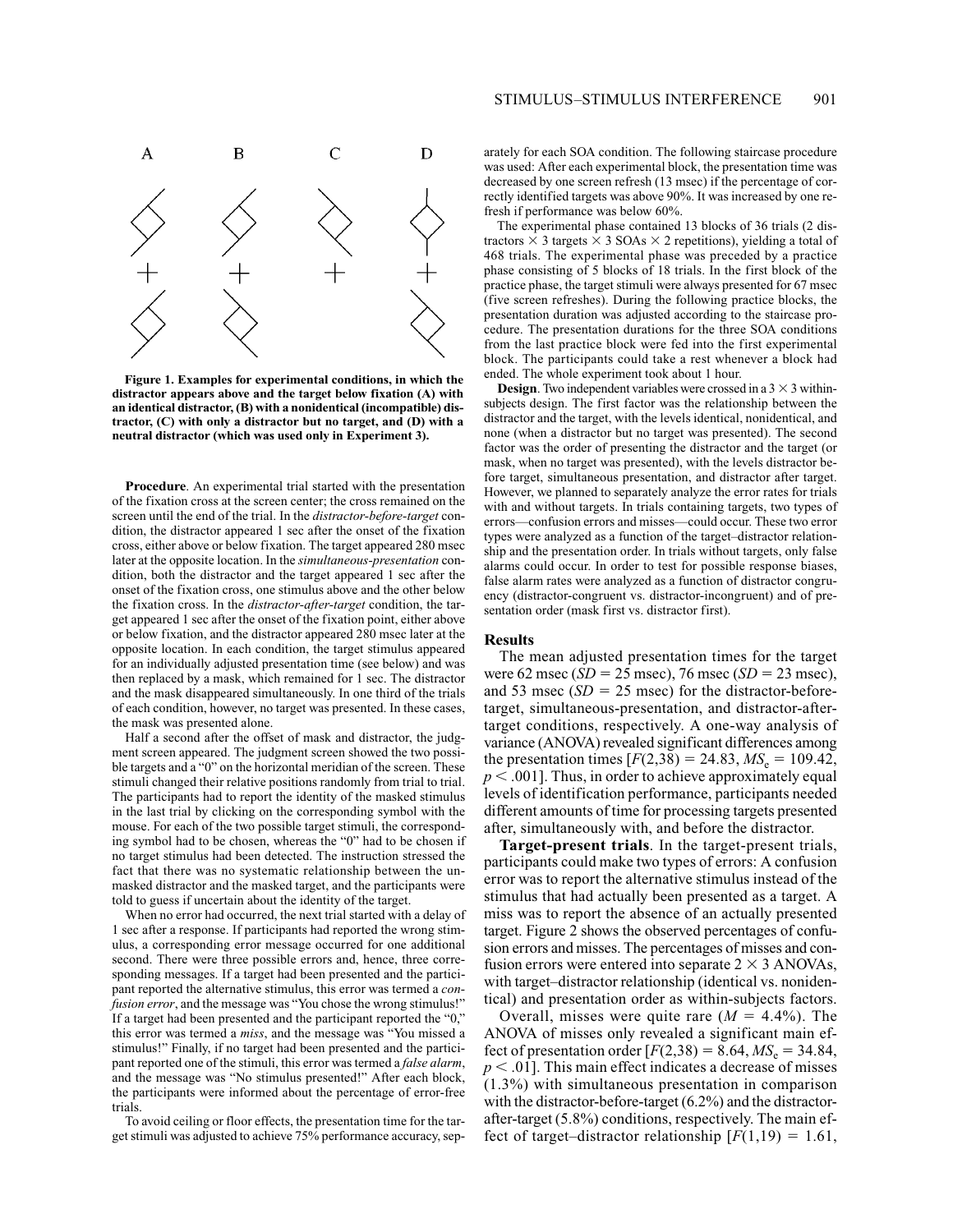A B C D

**Figure 1. Examples for experimental conditions, in which the distractor appears above and the target below fixation (A) with an identical distractor, (B) with a nonidentical (incompatible) distractor, (C) with only a distractor but no target, and (D) with a neutral distractor (which was used only in Experiment 3).**

**Procedure**. An experimental trial started with the presentation of the fixation cross at the screen center; the cross remained on the screen until the end of the trial. In the *distractor-before-target* condition, the distractor appeared 1 sec after the onset of the fixation cross, either above or below fixation. The target appeared 280 msec later at the opposite location. In the *simultaneous-presentation* condition, both the distractor and the target appeared 1 sec after the onset of the fixation cross, one stimulus above and the other below the fixation cross. In the *distractor-after-target* condition, the target appeared 1 sec after the onset of the fixation point, either above or below fixation, and the distractor appeared 280 msec later at the opposite location. In each condition, the target stimulus appeared for an individually adjusted presentation time (see below) and was then replaced by a mask, which remained for 1 sec. The distractor and the mask disappeared simultaneously. In one third of the trials of each condition, however, no target was presented. In these cases, the mask was presented alone.

Half a second after the offset of mask and distractor, the judgment screen appeared. The judgment screen showed the two possible targets and a "0" on the horizontal meridian of the screen. These stimuli changed their relative positions randomly from trial to trial. The participants had to report the identity of the masked stimulus in the last trial by clicking on the corresponding symbol with the mouse. For each of the two possible target stimuli, the corresponding symbol had to be chosen, whereas the "0" had to be chosen if no target stimulus had been detected. The instruction stressed the fact that there was no systematic relationship between the unmasked distractor and the masked target, and the participants were told to guess if uncertain about the identity of the target.

When no error had occurred, the next trial started with a delay of 1 sec after a response. If participants had reported the wrong stimulus, a corresponding error message occurred for one additional second. There were three possible errors and, hence, three corresponding messages. If a target had been presented and the participant reported the alternative stimulus, this error was termed a *confusion error*, and the message was "You chose the wrong stimulus!" If a target had been presented and the participant reported the "0," this error was termed a *miss*, and the message was "You missed a stimulus!" Finally, if no target had been presented and the participant reported one of the stimuli, this error was termed a *false alarm*, and the message was "No stimulus presented!" After each block, the participants were informed about the percentage of error-free trials.

To avoid ceiling or floor effects, the presentation time for the target stimuli was adjusted to achieve 75% performance accuracy, separately for each SOA condition. The following staircase procedure was used: After each experimental block, the presentation time was decreased by one screen refresh (13 msec) if the percentage of correctly identified targets was above 90%. It was increased by one refresh if performance was below 60%.

The experimental phase contained 13 blocks of 36 trials (2 distractors $\times$ 3 targets $\times$ 3 SOAs $\times$ 2 repetitions), yielding a total of 468 trials. The experimental phase was preceded by a practice phase consisting of 5 blocks of 18 trials. In the first block of the practice phase, the target stimuli were always presented for 67 msec (five screen refreshes). During the following practice blocks, the presentation duration was adjusted according to the staircase procedure. The presentation durations for the three SOA conditions from the last practice block were fed into the first experimental block. The participants could take a rest whenever a block had ended. The whole experiment took about 1 hour.

**Design**. Two independent variables were crossed in a $3 \times 3$ within-subjects design. The first factor was the relationship between the distractor and the target, with the levels identical, nonidentical, and none (when a distractor but no target was presented). The second factor was the order of presenting the distractor and the target (or mask, when no target was presented), with the levels distractor before target, simultaneous presentation, and distractor after target. However, we planned to separately analyze the error rates for trials with and without targets. In trials containing targets, two types of errors—confusion errors and misses—could occur. These two error types were analyzed as a function of the target–distractor relationship and the presentation order. In trials without targets, only false alarms could occur. In order to test for possible response biases, false alarm rates were analyzed as a function of distractor congruency (distractor-congruent vs. distractor-incongruent) and of presentation order (mask first vs. distractor first).

## Results

The mean adjusted presentation times for the target were 62 msec ($SD = 25$ msec), 76 msec ($SD = 23$ msec), and 53 msec ($SD = 25$ msec) for the distractor-before-target, simultaneous-presentation, and distractor-after-target conditions, respectively. A one-way analysis of variance (ANOVA) revealed significant differences among the presentation times [$F(2,38) = 24.83$, $MS_e = 109.42$, $p < .001$]. Thus, in order to achieve approximately equal levels of identification performance, participants needed different amounts of time for processing targets presented after, simultaneously with, and before the distractor.

**Target-present trials**. In the target-present trials, participants could make two types of errors: A confusion error was to report the alternative stimulus instead of the stimulus that had actually been presented as a target. A miss was to report the absence of an actually presented target. Figure 2 shows the observed percentages of misses and confusion errors. The percentages of misses and confusion errors were entered into separate $2 \times 3$ ANOVAs, with target–distractor relationship (identical vs. nonidentical) and presentation order as within-subjects factors.

Overall, misses were quite rare ($M = 4.4\%$). The ANOVA of misses only revealed a significant main effect of presentation order [$F(2,38) = 8.64$, $MS_e = 34.84$, $p < .01$]. This main effect indicates a decrease of misses (1.3%) with simultaneous presentation in comparison with the distractor-before-target (6.2%) and the distractor-after-target (5.8%) conditions, respectively. The main effect of target–distractor relationship [$F(1,19) = 1.61$,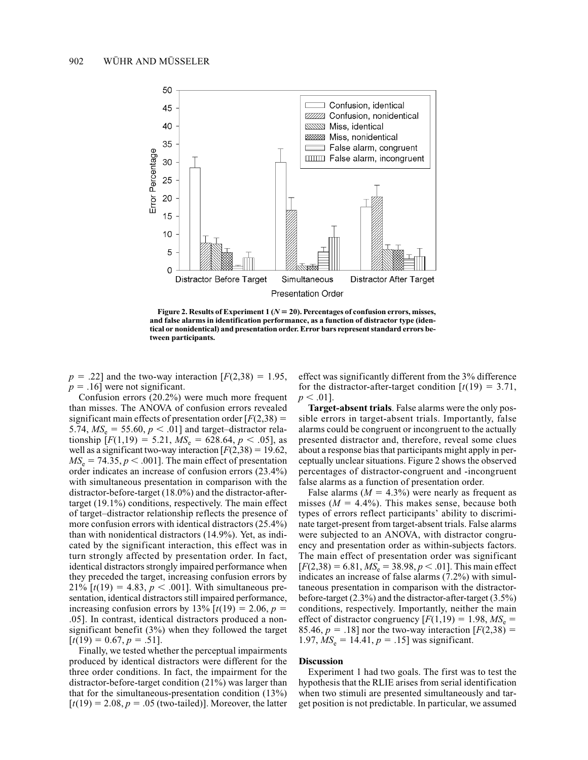**Figure 2. Results of Experiment 1 ($N = 20$). Percentages of confusion errors, misses, and false alarms in identification performance, as a function of distractor type (identical or nonidentical) and presentation order. Error bars represent standard errors between participants.**

$p = .22$] and the two-way interaction [$F(2,38) = 1.95$, $p = .16$] were not significant.

Confusion errors (20.2%) were much more frequent than misses. The ANOVA of confusion errors revealed significant main effects of presentation order [$F(2,38) = 5.74$, $MS_e = 55.60$, $p < .01$] and target–distractor relationship [$F(1,19) = 5.21$, $MS_e = 628.64$, $p < .05$], as well as a significant two-way interaction [$F(2,38) = 19.62$, $MS_e = 74.35$, $p < .001$]. The main effect of presentation order indicates an increase of confusion errors (23.4%) with simultaneous presentation in comparison with the distractor-before-target (18.0%) and the distractor-after-target (19.1%) conditions, respectively. The main effect of target–distractor relationship reflects the presence of more confusion errors with identical distractors (25.4%) than with nonidentical distractors (14.9%). Yet, as indicated by the significant interaction, this effect was in turn strongly affected by presentation order. In fact, identical distractors strongly impaired performance when they preceded the target, increasing confusion errors by 21% [$t(19) = 4.83$, $p < .001$]. With simultaneous presentation, identical distractors still impaired performance, increasing confusion errors by 13% [$t(19) = 2.06$, $p = .05$]. In contrast, identical distractors produced a nonsignificant benefit (3%) when they followed the target [$t(19) = 0.67$, $p = .51$].

Finally, we tested whether the perceptual impairments produced by identical distractors were different for the three order conditions. In fact, the impairment for the distractor-before-target condition (21%) was larger than that for the simultaneous-presentation condition (13%) [$t(19) = 2.08$, $p = .05$ (two-tailed)]. Moreover, the latter effect was significantly different from the 3% difference for the distractor-after-target condition [$t(19) = 3.71$, $p < .01$].

**Target-absent trials**. False alarms were the only possible errors in target-absent trials. Importantly, false alarms could be congruent or incongruent to the actually presented distractor and, therefore, reveal some clues about a response bias that participants might apply in perceptually unclear situations. Figure 2 shows the observed percentages of distractor-congruent and -incongruent false alarms as a function of presentation order.

False alarms ($M = 4.3\%$) were nearly as frequent as misses ($M = 4.4\%$). This makes sense, because both types of errors reflect participants' ability to discriminate target-present from target-absent trials. False alarms were subjected to an ANOVA, with distractor congruency and presentation order as within-subjects factors. The main effect of presentation order was significant [$F(2,38) = 6.81$, $MS_e = 38.98$, $p < .01$]. This main effect indicates an increase of false alarms (7.2%) with simultaneous presentation in comparison with the distractor-before-target (2.3%) and the distractor-after-target (3.5%) conditions, respectively. Importantly, neither the main effect of distractor congruency [$F(1,19) = 1.98$, $MS_e = 85.46$, $p = .18$] nor the two-way interaction [$F(2,38) = 1.97$, $MS_e = 14.41$, $p = .15$] was significant.

### Discussion

Experiment 1 had two goals. The first was to test the hypothesis that the RLIE arises from serial identification when two stimuli are presented simultaneously and target position is not predictable. In particular, we assumed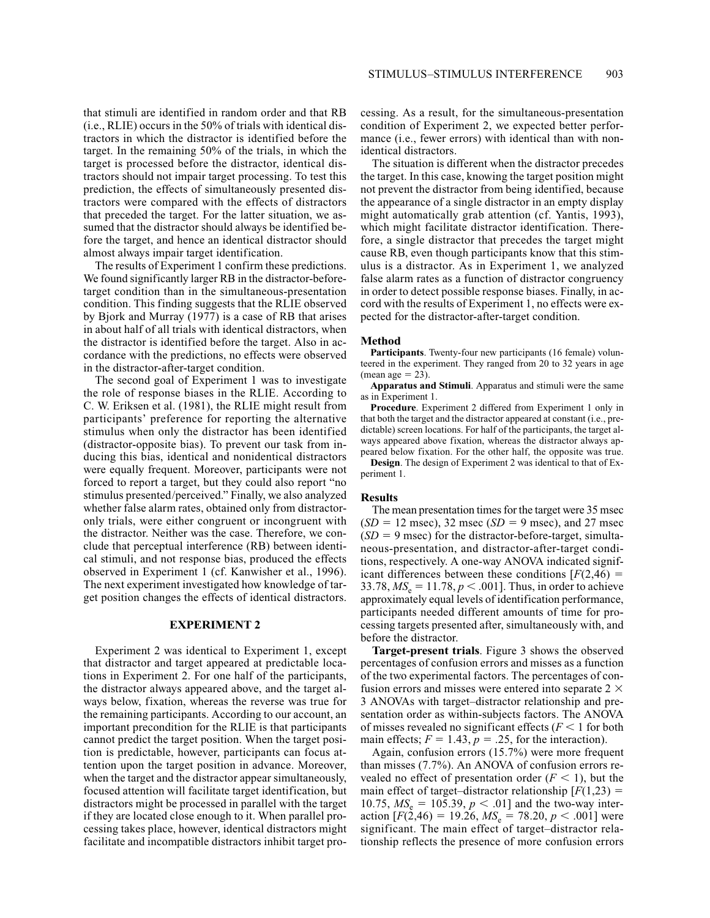that stimuli are identified in random order and that RB (i.e., RLIE) occurs in the 50% of trials with identical distractors in which the distractor is identified before the target. In the remaining 50% of the trials, in which the target is processed before the distractor, identical distractors should not impair target processing. To test this prediction, the effects of simultaneously presented distractors were compared with the effects of distractors that preceded the target. For the latter situation, we assumed that the distractor should always be identified before the target, and hence an identical distractor should almost always impair target identification.

The results of Experiment 1 confirm these predictions. We found significantly larger RB in the distractor-before-target condition than in the simultaneous-presentation condition. This finding suggests that the RLIE observed by Bjork and Murray (1977) is a case of RB that arises in about half of all trials with identical distractors, when the distractor is identified before the target. Also in accordance with the predictions, no effects were observed in the distractor-after-target condition.

The second goal of Experiment 1 was to investigate the role of response biases in the RLIE. According to C. W. Eriksen et al. (1981), the RLIE might result from participants' preference for reporting the alternative stimulus when only the distractor has been identified (distractor-opposite bias). To prevent our task from inducing this bias, identical and nonidentical distractors were equally frequent. Moreover, participants were not forced to report a target, but they could also report "no stimulus presented/perceived." Finally, we also analyzed whether false alarm rates, obtained only from distractor-only trials, were either congruent or incongruent with the distractor. Neither was the case. Therefore, we conclude that perceptual interference (RB) between identical stimuli, and not response bias, produced the effects observed in Experiment 1 (cf. Kanwisher et al., 1996). The next experiment investigated how knowledge of target position changes the effects of identical distractors.

## EXPERIMENT 2

Experiment 2 was identical to Experiment 1, except that distractor and target appeared at predictable locations in Experiment 2. For one half of the participants, the distractor always appeared above, and the target always below, fixation, whereas the reverse was true for the remaining participants. According to our account, an important precondition for the RLIE is that participants cannot predict the target position. When the target position is predictable, however, participants can focus attention upon the target position in advance. Moreover, when the target and the distractor appear simultaneously, focused attention will facilitate target identification, but distractors might be processed in parallel with the target if they are located close enough to it. When parallel processing takes place, however, identical distractors might facilitate and incompatible distractors inhibit target processing. As a result, for the simultaneous-presentation condition of Experiment 2, we expected better performance (i.e., fewer errors) with identical than with nonidentical distractors.

The situation is different when the distractor precedes the target. In this case, knowing the target position might not prevent the distractor from being identified, because the appearance of a single distractor in an empty display might automatically grab attention (cf. Yantis, 1993), which might facilitate distractor identification. Therefore, a single distractor that precedes the target might cause RB, even though participants know that this stimulus is a distractor. As in Experiment 1, we analyzed false alarm rates as a function of distractor congruency in order to detect possible response biases. Finally, in accord with the results of Experiment 1, no effects were expected for the distractor-after-target condition.

### Method

**Participants**. Twenty-four new participants (16 female) volunteered in the experiment. They ranged from 20 to 32 years in age (mean age = 23).

**Apparatus and Stimuli**. Apparatus and stimuli were the same as in Experiment 1.

**Procedure**. Experiment 2 differed from Experiment 1 only in that both the target and the distractor appeared at constant (i.e., predictable) screen locations. For half of the participants, the target always appeared above fixation, whereas the distractor always appeared below fixation. For the other half, the opposite was true.

**Design**. The design of Experiment 2 was identical to that of Experiment 1.

### Results

The mean presentation times for the target were 35 msec ($SD = 12$ msec), 32 msec ($SD = 9$ msec), and 27 msec ($SD = 9$ msec) for the distractor-before-target, simultaneous-presentation, and distractor-after-target conditions, respectively. A one-way ANOVA indicated significant differences between these conditions [$F(2,46) = 33.78$, $MS_e = 11.78$, $p < .001$]. Thus, in order to achieve approximately equal levels of identification performance, participants needed different amounts of time for processing targets presented after, simultaneously with, and before the distractor.

**Target-present trials**. Figure 3 shows the observed percentages of confusion errors and misses as a function of the two experimental factors. The percentages of confusion errors and misses were entered into separate $2 \times 3$ ANOVAs with target–distractor relationship and presentation order as within-subjects factors. The ANOVA of misses revealed no significant effects ($F < 1$ for both main effects; $F = 1.43$, $p = .25$, for the interaction).

Again, confusion errors (15.7%) were more frequent than misses (7.7%). An ANOVA of confusion errors revealed no effect of presentation order ($F < 1$), but the main effect of target–distractor relationship [$F(1,23) = 10.75$, $MS_e = 105.39$, $p < .01$] and the two-way interaction [$F(2,46) = 19.26$, $MS_e = 78.20$, $p < .001$] were significant. The main effect of target–distractor relationship reflects the presence of more confusion errors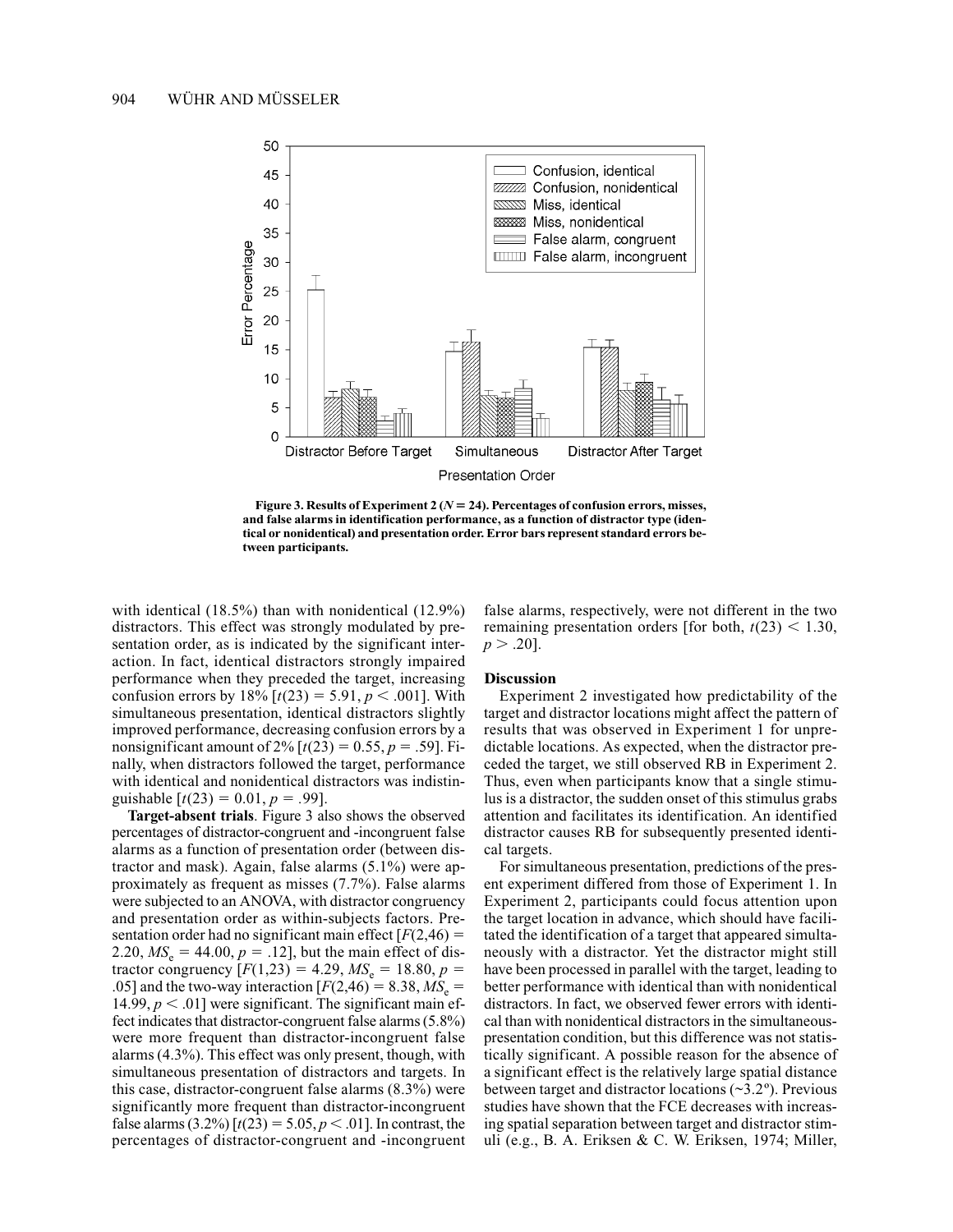**Figure 3. Results of Experiment 2 ($N = 24$). Percentages of confusion errors, misses, and false alarms in identification performance, as a function of distractor type (identical or nonidentical) and presentation order. Error bars represent standard errors between participants.**

with identical (18.5%) than with nonidentical (12.9%) distractors. This effect was strongly modulated by presentation order, as is indicated by the significant interaction. In fact, identical distractors strongly impaired performance when they preceded the target, increasing confusion errors by 18% [$t(23) = 5.91$, $p < .001$]. With simultaneous presentation, identical distractors slightly improved performance, decreasing confusion errors by a nonsignificant amount of 2% [$t(23) = 0.55$, $p = .59$]. Finally, when distractors followed the target, performance with identical and nonidentical distractors was indistinguishable [$t(23) = 0.01$, $p = .99$].

**Target-absent trials**. Figure 3 also shows the observed percentages of distractor-congruent and -incongruent false alarms as a function of presentation order (between distractor and mask). Again, false alarms (5.1%) were approximately as frequent as misses (7.7%). False alarms were subjected to an ANOVA, with distractor congruency and presentation order as within-subjects factors. Presentation order had no significant main effect [$F(2,46) = 2.20$, $MS_e = 44.00$, $p = .12$], but the main effect of distractor congruency [$F(1,23) = 4.29$, $MS_e = 18.80$, $p = .05$] and the two-way interaction [$F(2,46) = 8.38$, $MS_e = 14.99$, $p < .01$] were significant. The significant main effect indicates that distractor-congruent false alarms (5.8%) were more frequent than distractor-incongruent false alarms (4.3%). This effect was only present, though, with simultaneous presentation of distractors and targets. In this case, distractor-congruent false alarms (8.3%) were significantly more frequent than distractor-incongruent false alarms (3.2%) [$t(23) = 5.05$, $p < .01$]. In contrast, the percentages of distractor-congruent and -incongruent false alarms, respectively, were not different in the two remaining presentation orders [for both, $t(23) < 1.30$, $p > .20$].

## Discussion

Experiment 2 investigated how predictability of the target and distractor locations might affect the pattern of results that was observed in Experiment 1 for unpredictable locations. As expected, when the distractor preceded the target, we still observed RB in Experiment 2. Thus, even when participants know that a single stimulus is a distractor, the sudden onset of this stimulus grabs attention and facilitates its identification. An identified distractor causes RB for subsequently presented identical targets.

For simultaneous presentation, predictions of the present experiment differed from those of Experiment 1. In Experiment 2, participants could focus attention upon the target location in advance, which should have facilitated the identification of a target that appeared simultaneously with a distractor. Yet the distractor might still have been processed in parallel with the target, leading to better performance with identical than with nonidentical distractors. In fact, we observed fewer errors with identical than with nonidentical distractors in the simultaneous-presentation condition, but this difference was not statistically significant. A possible reason for the absence of a significant effect is the relatively large spatial distance between target and distractor locations (~3.2º). Previous studies have shown that the FCE decreases with increasing spatial separation between target and distractor stimuli (e.g., B. A. Eriksen & C. W. Eriksen, 1974; Miller,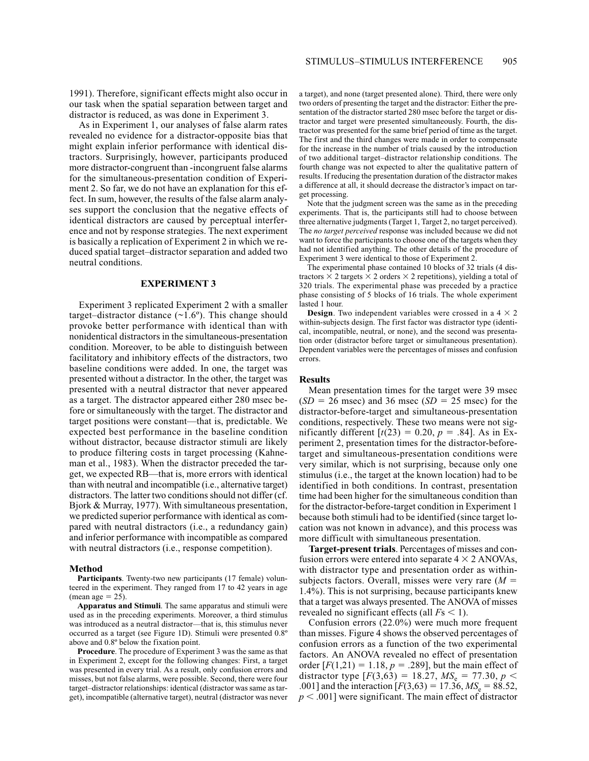1991). Therefore, significant effects might also occur in our task when the spatial separation between target and distractor is reduced, as was done in Experiment 3.

As in Experiment 1, our analyses of false alarm rates revealed no evidence for a distractor-opposite bias that might explain inferior performance with identical distractors. Surprisingly, however, participants produced more distractor-congruent than -incongruent false alarms for the simultaneous-presentation condition of Experiment 2. So far, we do not have an explanation for this effect. In sum, however, the results of the false alarm analyses support the conclusion that the negative effects of identical distractors are caused by perceptual interference and not by response strategies. The next experiment is basically a replication of Experiment 2 in which we reduced spatial target–distractor separation and added two neutral conditions.

## EXPERIMENT 3

Experiment 3 replicated Experiment 2 with a smaller target–distractor distance (~1.6º). This change should provoke better performance with identical than with nonidentical distractors in the simultaneous-presentation condition. Moreover, to be able to distinguish between facilitatory and inhibitory effects of the distractors, two baseline conditions were added. In one, the target was presented without a distractor. In the other, the target was presented with a neutral distractor that never appeared as a target. The distractor appeared either 280 msec before or simultaneously with the target. The distractor and target positions were constant—that is, predictable. We expected best performance in the baseline condition without distractor, because distractor stimuli are likely to produce filtering costs in target processing (Kahneman et al., 1983). When the distractor preceded the target, we expected RB—that is, more errors with identical than with neutral and incompatible (i.e., alternative target) distractors. The latter two conditions should not differ (cf. Bjork & Murray, 1977). With simultaneous presentation, we predicted superior performance with identical as compared with neutral distractors (i.e., a redundancy gain) and inferior performance with incompatible as compared with neutral distractors (i.e., response competition).

### Method

**Participants**. Twenty-two new participants (17 female) volunteered in the experiment. They ranged from 17 to 42 years in age (mean age = 25).

**Apparatus and Stimuli**. The same apparatus and stimuli were used as in the preceding experiments. Moreover, a third stimulus was introduced as a neutral distractor—that is, this stimulus never occurred as a target (see Figure 1D). Stimuli were presented 0.8º above and 0.8º below the fixation point.

**Procedure**. The procedure of Experiment 3 was the same as that in Experiment 2, except for the following changes: First, a target was presented in every trial. As a result, only confusion errors and misses, but not false alarms, were possible. Second, there were four target–distractor relationships: identical (distractor was same as target), incompatible (alternative target), neutral (distractor was never a target), and none (target presented alone). Third, there were only two orders of presenting the target and the distractor: Either the presentation of the distractor started 280 msec before the target or distractor and target were presented simultaneously. Fourth, the distractor was presented for the same brief period of time as the target. The first and the third changes were made in order to compensate for the increase in the number of trials caused by the introduction of two additional target–distractor relationship conditions. The fourth change was not expected to alter the qualitative pattern of results. If reducing the presentation duration of the distractor makes a difference at all, it should decrease the distractor's impact on target processing.

Note that the judgment screen was the same as in the preceding experiments. That is, the participants still had to choose between three alternative judgments (Target 1, Target 2, no target perceived). The *no target perceived* response was included because we did not want to force the participants to choose one of the targets when they had not identified anything. The other details of the procedure of Experiment 3 were identical to those of Experiment 2.

The experimental phase contained 10 blocks of 32 trials (4 distractors × 2 targets × 2 orders × 2 repetitions), yielding a total of 320 trials. The experimental phase was preceded by a practice phase consisting of 5 blocks of 16 trials. The whole experiment lasted 1 hour.

**Design**. Two independent variables were crossed in a 4 × 2 within-subjects design. The first factor was distractor type (identical, incompatible, neutral, or none), and the second was presentation order (distractor before target or simultaneous presentation). Dependent variables were the percentages of misses and confusion errors.

### Results

Mean presentation times for the target were 39 msec ($SD$ = 26 msec) and 36 msec ($SD$ = 25 msec) for the distractor-before-target and simultaneous-presentation conditions, respectively. These two means were not significantly different [$t(23) = 0.20$, $p = .84$]. As in Experiment 2, presentation times for the distractor-before-target and simultaneous-presentation conditions were very similar, which is not surprising, because only one stimulus (i.e., the target at the known location) had to be identified in both conditions. In contrast, presentation time had been higher for the simultaneous condition than for the distractor-before-target condition in Experiment 1 because both stimuli had to be identified (since target location was not known in advance), and this process was more difficult with simultaneous presentation.

**Target-present trials**. Percentages of misses and confusion errors were entered into separate 4 × 2 ANOVAs, with distractor type and presentation order as within-subjects factors. Overall, misses were very rare ($M$ = 1.4%). This is not surprising, because participants knew that a target was always presented. The ANOVA of misses revealed no significant effects (all $F$s < 1).

Confusion errors (22.0%) were much more frequent than misses. Figure 4 shows the observed percentages of confusion errors as a function of the two experimental factors. An ANOVA revealed no effect of presentation order [$F(1,21) = 1.18$, $p = .289$], but the main effect of distractor type [$F(3,63) = 18.27$, $MS_e = 77.30$, $p < .001$] and the interaction [$F(3,63) = 17.36$, $MS_e = 88.52$, $p < .001$] were significant. The main effect of distractor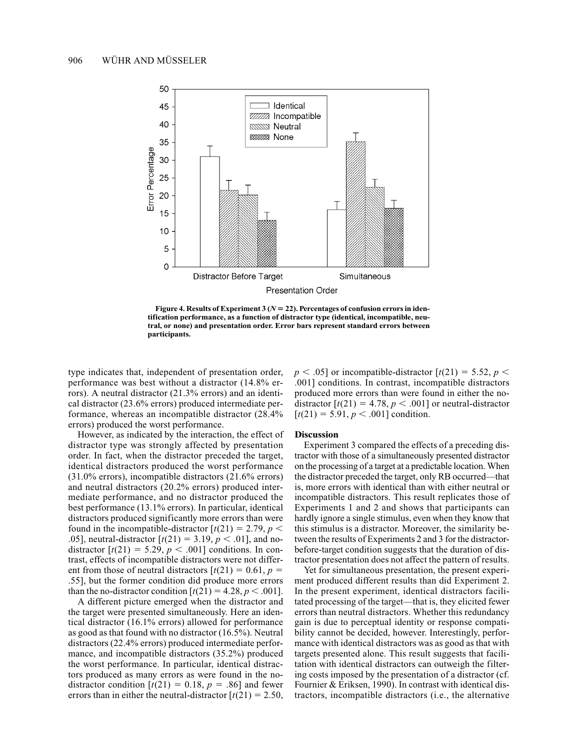**Figure 4. Results of Experiment 3 ($N = 22$). Percentages of confusion errors in identification performance, as a function of distractor type (identical, incompatible, neutral, or none) and presentation order. Error bars represent standard errors between participants.**

type indicates that, independent of presentation order, performance was best without a distractor (14.8% errors). A neutral distractor (21.3% errors) and an identical distractor (23.6% errors) produced intermediate performance, whereas an incompatible distractor (28.4% errors) produced the worst performance.

However, as indicated by the interaction, the effect of distractor type was strongly affected by presentation order. In fact, when the distractor preceded the target, identical distractors produced the worst performance (31.0% errors), incompatible distractors (21.6% errors) and neutral distractors (20.2% errors) produced intermediate performance, and no distractor produced the best performance (13.1% errors). In particular, identical distractors produced significantly more errors than were found in the incompatible-distractor [$t(21) = 2.79, p < .05$], neutral-distractor [$t(21) = 3.19, p < .01$], and no-distractor [$t(21) = 5.29, p < .001$] conditions. In contrast, effects of incompatible distractors were not different from those of neutral distractors [$t(21) = 0.61, p = .55$], but the former condition did produce more errors than the no-distractor condition [$t(21) = 4.28, p < .001$].

A different picture emerged when the distractor and the target were presented simultaneously. Here an identical distractor (16.1% errors) allowed for performance as good as that found with no distractor (16.5%). Neutral distractors (22.4% errors) produced intermediate performance, and incompatible distractors (35.2%) produced the worst performance. In particular, identical distractors produced as many errors as were found in the no-distractor condition [$t(21) = 0.18, p = .86$] and fewer errors than in either the neutral-distractor [$t(21) = 2.50, p < .05$] or incompatible-distractor [$t(21) = 5.52, p < .001$] conditions. In contrast, incompatible distractors produced more errors than were found in either the no-distractor [$t(21) = 4.78, p < .001$] or neutral-distractor [$t(21) = 5.91, p < .001$] condition.

### Discussion

Experiment 3 compared the effects of a preceding distractor with those of a simultaneously presented distractor on the processing of a target at a predictable location. When the distractor preceded the target, only RB occurred—that is, more errors with identical than with either neutral or incompatible distractors. This result replicates those of Experiments 1 and 2 and shows that participants can hardly ignore a single stimulus, even when they know that this stimulus is a distractor. Moreover, the similarity between the results of Experiments 2 and 3 for the distractor-before-target condition suggests that the duration of distractor presentation does not affect the pattern of results.

Yet for simultaneous presentation, the present experiment produced different results than did Experiment 2. In the present experiment, identical distractors facilitated processing of the target—that is, they elicited fewer errors than neutral distractors. Whether this redundancy gain is due to perceptual identity or response compatibility cannot be decided, however. Interestingly, performance with identical distractors was as good as that with targets presented alone. This result suggests that facilitation with identical distractors can outweigh the filtering costs imposed by the presentation of a distractor (cf. Fournier & Eriksen, 1990). In contrast with identical distractors, incompatible distractors (i.e., the alternative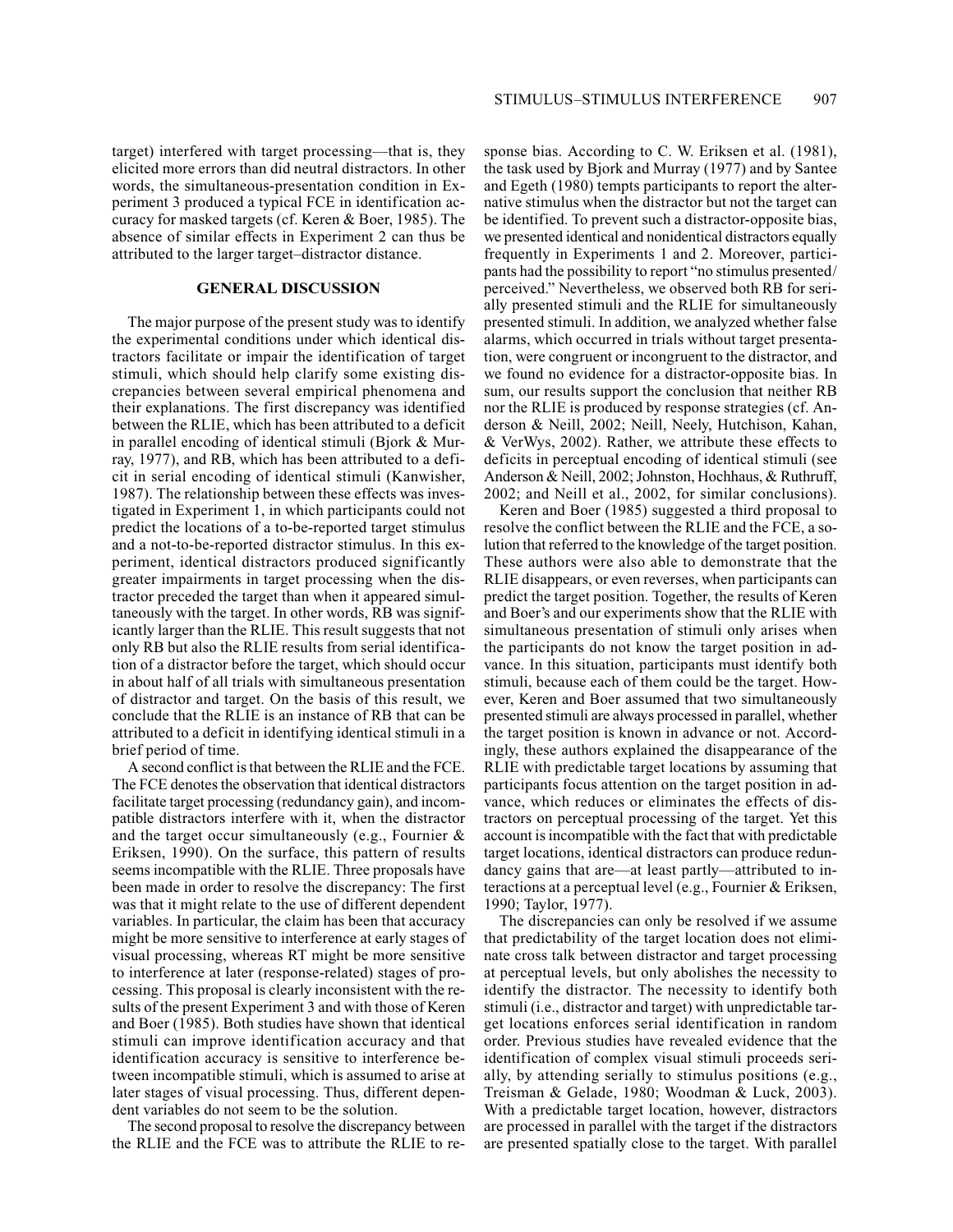target) interfered with target processing—that is, they elicited more errors than did neutral distractors. In other words, the simultaneous-presentation condition in Experiment 3 produced a typical FCE in identification accuracy for masked targets (cf. Keren & Boer, 1985). The absence of similar effects in Experiment 2 can thus be attributed to the larger target–distractor distance.

## GENERAL DISCUSSION

The major purpose of the present study was to identify the experimental conditions under which identical distractors facilitate or impair the identification of target stimuli, which should help clarify some existing discrepancies between several empirical phenomena and their explanations. The first discrepancy was identified between the RLIE, which has been attributed to a deficit in parallel encoding of identical stimuli (Bjork & Murray, 1977), and RB, which has been attributed to a deficit in serial encoding of identical stimuli (Kanwisher, 1987). The relationship between these effects was investigated in Experiment 1, in which participants could not predict the locations of a to-be-reported target stimulus and a not-to-be-reported distractor stimulus. In this experiment, identical distractors produced significantly greater impairments in target processing when the distractor preceded the target than when it appeared simultaneously with the target. In other words, RB was significantly larger than the RLIE. This result suggests that not only RB but also the RLIE results from serial identification of a distractor before the target, which should occur in about half of all trials with simultaneous presentation of distractor and target. On the basis of this result, we conclude that the RLIE is an instance of RB that can be attributed to a deficit in identifying identical stimuli in a brief period of time.

A second conflict is that between the RLIE and the FCE. The FCE denotes the observation that identical distractors facilitate target processing (redundancy gain), and incompatible distractors interfere with it, when the distractor and the target occur simultaneously (e.g., Fournier & Eriksen, 1990). On the surface, this pattern of results seems incompatible with the RLIE. Three proposals have been made in order to resolve the discrepancy: The first was that it might relate to the use of different dependent variables. In particular, the claim has been that accuracy might be more sensitive to interference at early stages of visual processing, whereas RT might be more sensitive to interference at later (response-related) stages of processing. This proposal is clearly inconsistent with the results of the present Experiment 3 and with those of Keren and Boer (1985). Both studies have shown that identical stimuli can improve identification accuracy and that identification accuracy is sensitive to interference between incompatible stimuli, which is assumed to arise at later stages of visual processing. Thus, different dependent variables do not seem to be the solution.

The second proposal to resolve the discrepancy between the RLIE and the FCE was to attribute the RLIE to response bias. According to C. W. Eriksen et al. (1981), the task used by Bjork and Murray (1977) and by Santee and Egeth (1980) tempts participants to report the alternative stimulus when the distractor but not the target can be identified. To prevent such a distractor-opposite bias, we presented identical and nonidentical distractors equally frequently in Experiments 1 and 2. Moreover, participants had the possibility to report "no stimulus presented/perceived." Nevertheless, we observed both RB for serially presented stimuli and the RLIE for simultaneously presented stimuli. In addition, we analyzed whether false alarms, which occurred in trials without target presentation, were congruent or incongruent to the distractor, and we found no evidence for a distractor-opposite bias. In sum, our results support the conclusion that neither RB nor the RLIE is produced by response strategies (cf. Anderson & Neill, 2002; Neill, Neely, Hutchison, Kahan, & VerWys, 2002). Rather, we attribute these effects to deficits in perceptual encoding of identical stimuli (see Anderson & Neill, 2002; Johnston, Hochhaus, & Ruthruff, 2002; and Neill et al., 2002, for similar conclusions).

Keren and Boer (1985) suggested a third proposal to resolve the conflict between the RLIE and the FCE, a solution that referred to the knowledge of the target position. These authors were also able to demonstrate that the RLIE disappears, or even reverses, when participants can predict the target position. Together, the results of Keren and Boer's and our experiments show that the RLIE with simultaneous presentation of stimuli only arises when the participants do not know the target position in advance. In this situation, participants must identify both stimuli, because each of them could be the target. However, Keren and Boer assumed that two simultaneously presented stimuli are always processed in parallel, whether the target position is known in advance or not. Accordingly, these authors explained the disappearance of the RLIE with predictable target locations by assuming that participants focus attention on the target position in advance, which reduces or eliminates the effects of distractors on perceptual processing of the target. Yet this account is incompatible with the fact that with predictable target locations, identical distractors can produce redundancy gains that are—at least partly—attributed to interactions at a perceptual level (e.g., Fournier & Eriksen, 1990; Taylor, 1977).

The discrepancies can only be resolved if we assume that predictability of the target location does not eliminate cross talk between distractor and target processing at perceptual levels, but only abolishes the necessity to identify the distractor. The necessity to identify both stimuli (i.e., distractor and target) with unpredictable target locations enforces serial identification in random order. Previous studies have revealed evidence that the identification of complex visual stimuli proceeds serially, by attending serially to stimulus positions (e.g., Treisman & Gelade, 1980; Woodman & Luck, 2003). With a predictable target location, however, distractors are processed in parallel with the target if the distractors are presented spatially close to the target. With parallel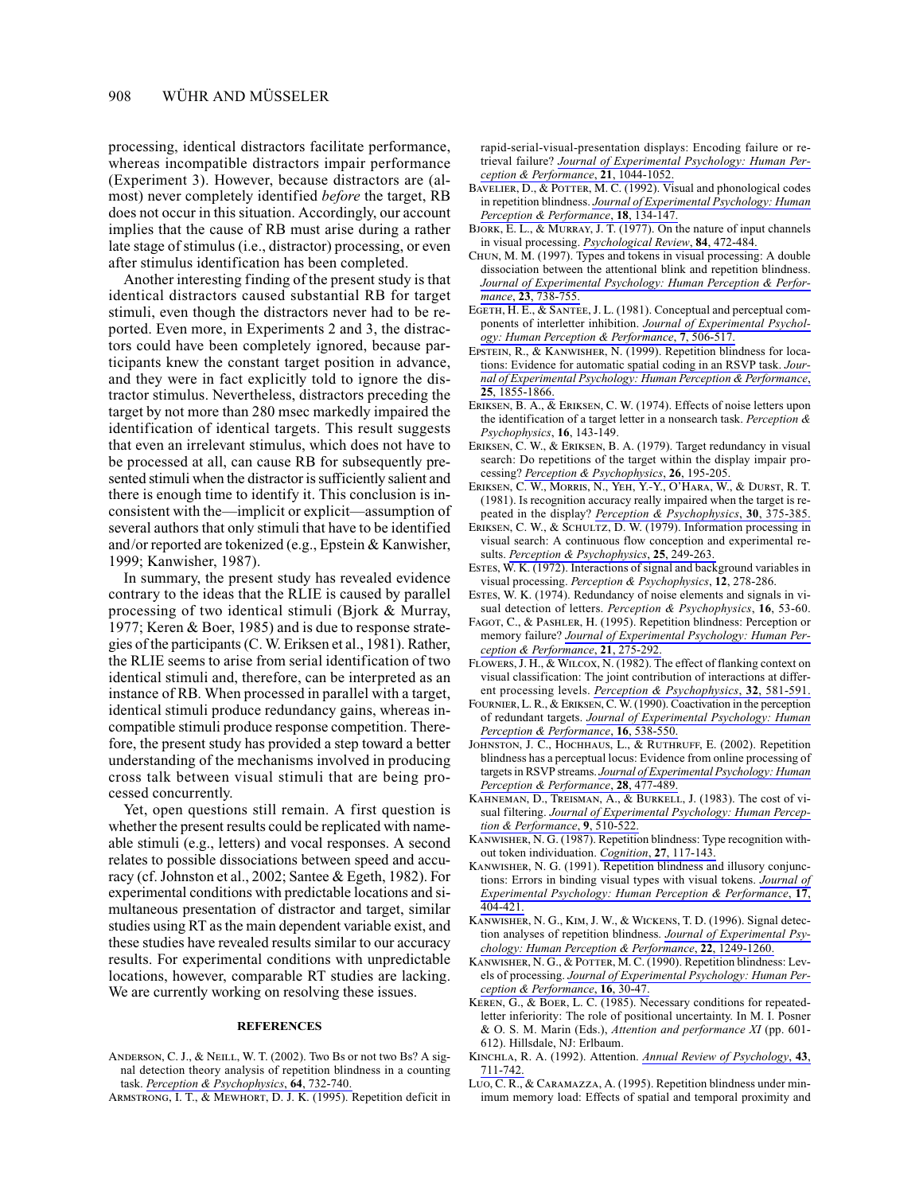processing, identical distractors facilitate performance, whereas incompatible distractors impair performance (Experiment 3). However, because distractors are (almost) never completely identified *before* the target, RB does not occur in this situation. Accordingly, our account implies that the cause of RB must arise during a rather late stage of stimulus (i.e., distractor) processing, or even after stimulus identification has been completed.

Another interesting finding of the present study is that identical distractors caused substantial RB for target stimuli, even though the distractors never had to be reported. Even more, in Experiments 2 and 3, the distractors could have been completely ignored, because participants knew the constant target position in advance, and they were in fact explicitly told to ignore the distractor stimulus. Nevertheless, distractors preceding the target by not more than 280 msec markedly impaired the identification of identical targets. This result suggests that even an irrelevant stimulus, which does not have to be processed at all, can cause RB for subsequently presented stimuli when the distractor is sufficiently salient and there is enough time to identify it. This conclusion is inconsistent with the—implicit or explicit—assumption of several authors that only stimuli that have to be identified and/or reported are tokenized (e.g., Epstein & Kanwisher, 1999; Kanwisher, 1987).

In summary, the present study has revealed evidence contrary to the ideas that the RLIE is caused by parallel processing of two identical stimuli (Bjork & Murray, 1977; Keren & Boer, 1985) and is due to response strategies of the participants (C. W. Eriksen et al., 1981). Rather, the RLIE seems to arise from serial identification of two identical stimuli and, therefore, can be interpreted as an instance of RB. When processed in parallel with a target, identical stimuli produce redundancy gains, whereas incompatible stimuli produce response competition. Therefore, the present study has provided a step toward a better understanding of the mechanisms involved in producing cross talk between visual stimuli that are being processed concurrently.

Yet, open questions still remain. A first question is whether the present results could be replicated with nameable stimuli (e.g., letters) and vocal responses. A second relates to possible dissociations between speed and accuracy (cf. Johnston et al., 2002; Santee & Egeth, 1982). For experimental conditions with predictable locations and simultaneous presentation of distractor and target, similar studies using RT as the main dependent variable exist, and these studies have revealed results similar to our accuracy results. For experimental conditions with unpredictable locations, however, comparable RT studies are lacking. We are currently working on resolving these issues.

## REFERENCES

Anderson, C. J., & Neill, W. T. (2002). Two Bs or not two Bs? A signal detection theory analysis of repetition blindness in a counting task. *Perception & Psychophysics*, **64**, 732-740.

Armstrong, I. T., & Mewhort, D. J. K. (1995). Repetition deficit in rapid-serial-visual-presentation displays: Encoding failure or retrieval failure? *Journal of Experimental Psychology: Human Perception & Performance*, **21**, 1044-1052.

Bavelier, D., & Potter, M. C. (1992). Visual and phonological codes in repetition blindness. *Journal of Experimental Psychology: Human Perception & Performance*, **18**, 134-147.

Bjork, E. L., & Murray, J. T. (1977). On the nature of input channels in visual processing. *Psychological Review*, **84**, 472-484.

Chun, M. M. (1997). Types and tokens in visual processing: A double dissociation between the attentional blink and repetition blindness. *Journal of Experimental Psychology: Human Perception & Performance*, **23**, 738-755.

Egeth, H. E., & Santee, J. L. (1981). Conceptual and perceptual components of interletter inhibition. *Journal of Experimental Psychology: Human Perception & Performance*, **7**, 506-517.

Epstein, R., & Kanwisher, N. (1999). Repetition blindness for locations: Evidence for automatic spatial coding in an RSVP task. *Journal of Experimental Psychology: Human Perception & Performance*, **25**, 1855-1866.

Eriksen, B. A., & Eriksen, C. W. (1974). Effects of noise letters upon the identification of a target letter in a nonsearch task. *Perception & Psychophysics*, **16**, 143-149.

Eriksen, C. W., & Eriksen, B. A. (1979). Target redundancy in visual search: Do repetitions of the target within the display impair processing? *Perception & Psychophysics*, **26**, 195-205.

Eriksen, C. W., Morris, N., Yeh, Y.-Y., O'Hara, W., & Durst, R. T. (1981). Is recognition accuracy really impaired when the target is repeated in the display? *Perception & Psychophysics*, **30**, 375-385.

Eriksen, C. W., & Schultz, D. W. (1979). Information processing in visual search: A continuous flow conception and experimental results. *Perception & Psychophysics*, **25**, 249-263.

Estes, W. K. (1972). Interactions of signal and background variables in visual processing. *Perception & Psychophysics*, **12**, 278-286.

Estes, W. K. (1974). Redundancy of noise elements and signals in visual detection of letters. *Perception & Psychophysics*, **16**, 53-60.

Fagot, C., & Pashler, H. (1995). Repetition blindness: Perception or memory failure? *Journal of Experimental Psychology: Human Perception & Performance*, **21**, 275-292.

Flowers, J. H., & Wilcox, N. (1982). The effect of flanking context on visual classification: The joint contribution of interactions at different processing levels. *Perception & Psychophysics*, **32**, 581-591.

Fournier, L. R., & Eriksen, C. W. (1990). Coactivation in the perception of redundant targets. *Journal of Experimental Psychology: Human Perception & Performance*, **16**, 538-550.

Johnston, J. C., Hochhaus, L., & Ruthruff, E. (2002). Repetition blindness has a perceptual locus: Evidence from online processing of targets in RSVP streams. *Journal of Experimental Psychology: Human Perception & Performance*, **28**, 477-489.

Kahneman, D., Treisman, A., & Burkell, J. (1983). The cost of visual filtering. *Journal of Experimental Psychology: Human Perception & Performance*, **9**, 510-522.

Kanwisher, N. G. (1987). Repetition blindness: Type recognition without token individuation. *Cognition*, **27**, 117-143.

Kanwisher, N. G. (1991). Repetition blindness and illusory conjunctions: Errors in binding visual types with visual tokens. *Journal of Experimental Psychology: Human Perception & Performance*, **17**, 404-421.

Kanwisher, N. G., Kim, J. W., & Wickens, T. D. (1996). Signal detection analyses of repetition blindness. *Journal of Experimental Psychology: Human Perception & Performance*, **22**, 1249-1260.

Kanwisher, N. G., & Potter, M. C. (1990). Repetition blindness: Levels of processing. *Journal of Experimental Psychology: Human Perception & Performance*, **16**, 30-47.

Keren, G., & Boer, L. C. (1985). Necessary conditions for repeated-letter inferiority: The role of positional uncertainty. In M. I. Posner & O. S. M. Marin (Eds.), *Attention and performance XI* (pp. 601-612). Hillsdale, NJ: Erlbaum.

Kinchla, R. A. (1992). Attention. *Annual Review of Psychology*, **43**, 711-742.

Luo, C. R., & Caramazza, A. (1995). Repetition blindness under minimum memory load: Effects of spatial and temporal proximity and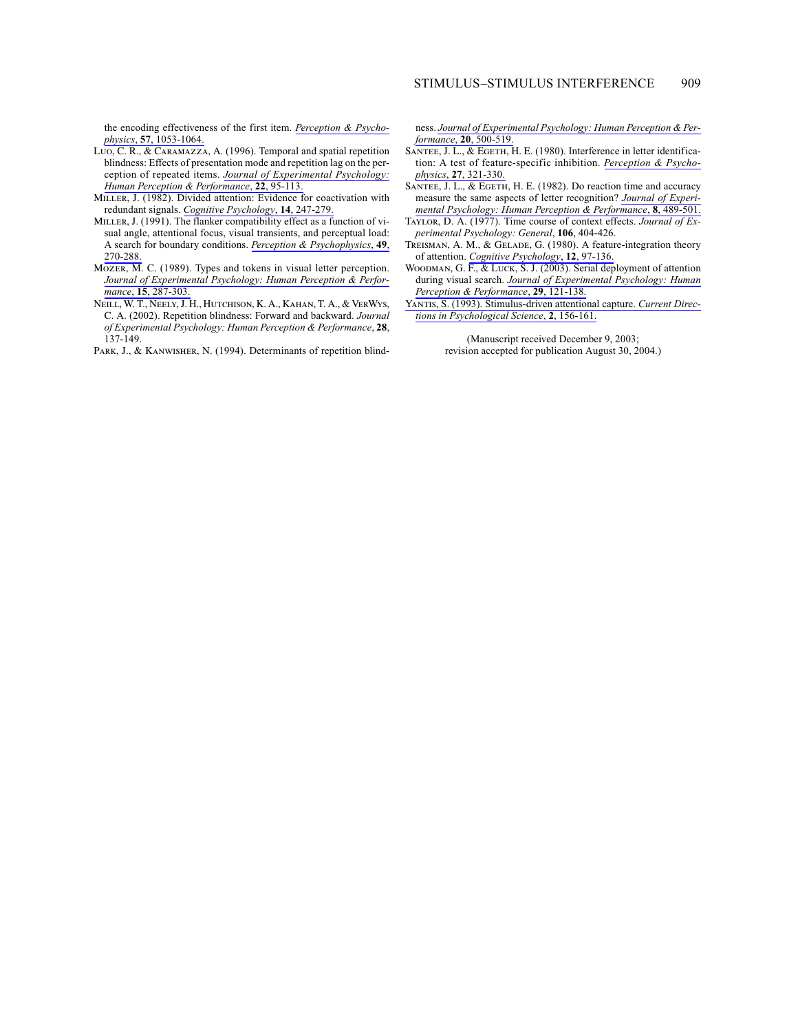the encoding effectiveness of the first item. *Perception & Psychophysics*, **57**, 1053-1064.

Luo, C. R., & Caramazza, A. (1996). Temporal and spatial repetition blindness: Effects of presentation mode and repetition lag on the perception of repeated items. *Journal of Experimental Psychology: Human Perception & Performance*, **22**, 95-113.

Miller, J. (1982). Divided attention: Evidence for coactivation with redundant signals. *Cognitive Psychology*, **14**, 247-279.

Miller, J. (1991). The flanker compatibility effect as a function of visual angle, attentional focus, visual transients, and perceptual load: A search for boundary conditions. *Perception & Psychophysics*, **49**, 270-288.

Mozer, M. C. (1989). Types and tokens in visual letter perception. *Journal of Experimental Psychology: Human Perception & Performance*, **15**, 287-303.

Neill, W. T., Neely, J. H., Hutchison, K. A., Kahan, T. A., & VerWys, C. A. (2002). Repetition blindness: Forward and backward. *Journal of Experimental Psychology: Human Perception & Performance*, **28**, 137-149.

Park, J., & Kanwisher, N. (1994). Determinants of repetition blindness. *Journal of Experimental Psychology: Human Perception & Performance*, **20**, 500-519.

Santee, J. L., & Egeth, H. E. (1980). Interference in letter identification: A test of feature-specific inhibition. *Perception & Psychophysics*, **27**, 321-330.

Santee, J. L., & Egeth, H. E. (1982). Do reaction time and accuracy measure the same aspects of letter recognition? *Journal of Experimental Psychology: Human Perception & Performance*, **8**, 489-501.

Taylor, D. A. (1977). Time course of context effects. *Journal of Experimental Psychology: General*, **106**, 404-426.

Treisman, A. M., & Gelade, G. (1980). A feature-integration theory of attention. *Cognitive Psychology*, **12**, 97-136.

Woodman, G. F., & Luck, S. J. (2003). Serial deployment of attention during visual search. *Journal of Experimental Psychology: Human Perception & Performance*, **29**, 121-138.

Yantis, S. (1993). Stimulus-driven attentional capture. *Current Directions in Psychological Science*, **2**, 156-161.

(Manuscript received December 9, 2003;
revision accepted for publication August 30, 2004.)